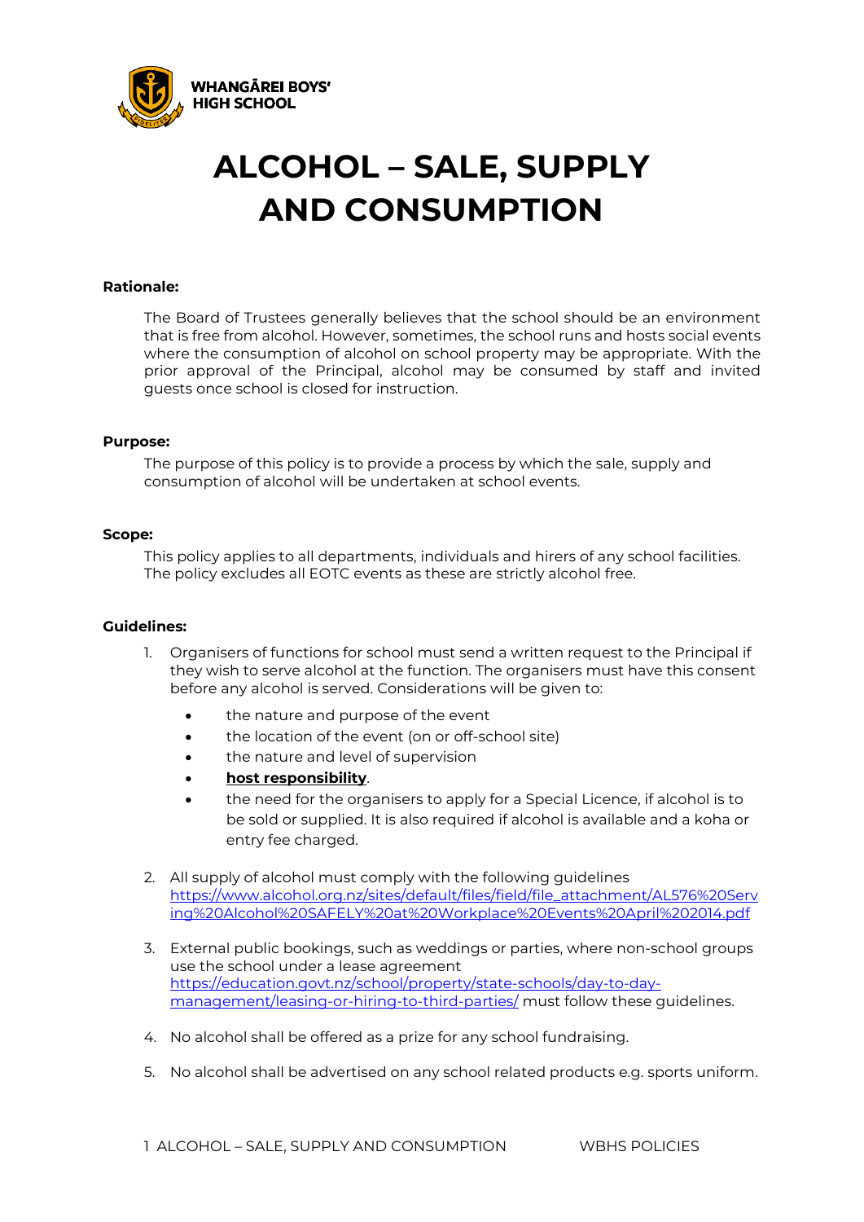WHANGĀREI BOYS' HIGH SCHOOL

# ALCOHOL – SALE, SUPPLY AND CONSUMPTION

**Rationale:**

The Board of Trustees generally believes that the school should be an environment that is free from alcohol. However, sometimes, the school runs and hosts social events where the consumption of alcohol on school property may be appropriate. With the prior approval of the Principal, alcohol may be consumed by staff and invited guests once school is closed for instruction.

**Purpose:**

The purpose of this policy is to provide a process by which the sale, supply and consumption of alcohol will be undertaken at school events.

**Scope:**

This policy applies to all departments, individuals and hirers of any school facilities. The policy excludes all EOTC events as these are strictly alcohol free.

**Guidelines:**

1. Organisers of functions for school must send a written request to the Principal if they wish to serve alcohol at the function. The organisers must have this consent before any alcohol is served. Considerations will be given to:
   - the nature and purpose of the event
   - the location of the event (on or off-school site)
   - the nature and level of supervision
   - **host responsibility**.
   - the need for the organisers to apply for a Special Licence, if alcohol is to be sold or supplied. It is also required if alcohol is available and a koha or entry fee charged.

2. All supply of alcohol must comply with the following guidelines https://www.alcohol.org.nz/sites/default/files/field/file_attachment/AL576%20Serving%20Alcohol%20SAFELY%20at%20Workplace%20Events%20April%202014.pdf

3. External public bookings, such as weddings or parties, where non-school groups use the school under a lease agreement https://education.govt.nz/school/property/state-schools/day-to-day-management/leasing-or-hiring-to-third-parties/ must follow these guidelines.

4. No alcohol shall be offered as a prize for any school fundraising.

5. No alcohol shall be advertised on any school related products e.g. sports uniform.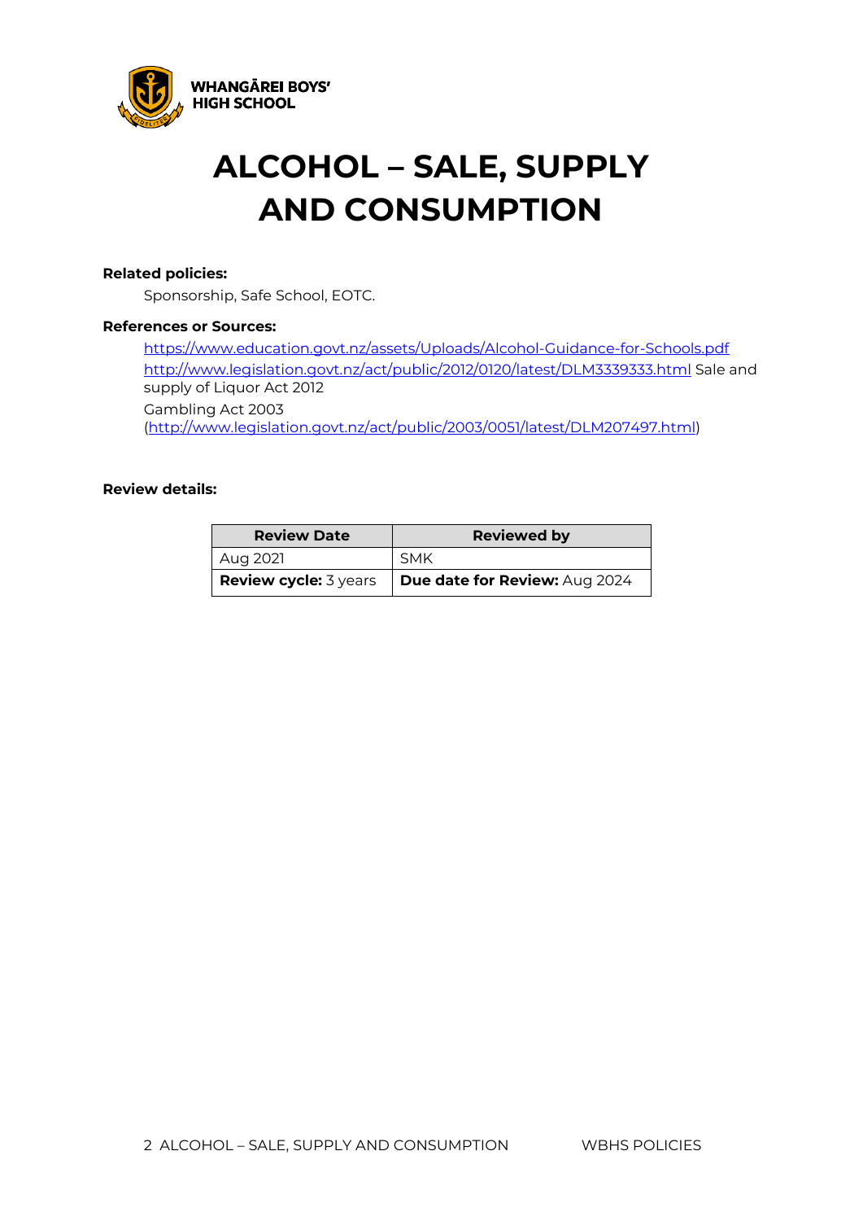WHANGĀREI BOYS' HIGH SCHOOL

# ALCOHOL – SALE, SUPPLY AND CONSUMPTION

**Related policies:**

Sponsorship, Safe School, EOTC.

**References or Sources:**

https://www.education.govt.nz/assets/Uploads/Alcohol-Guidance-for-Schools.pdf
http://www.legislation.govt.nz/act/public/2012/0120/latest/DLM3339333.html Sale and supply of Liquor Act 2012
Gambling Act 2003
(http://www.legislation.govt.nz/act/public/2003/0051/latest/DLM207497.html)

**Review details:**

| Review Date | Reviewed by |
|---|---|
| Aug 2021 | SMK |
| **Review cycle:** 3 years | **Due date for Review:** Aug 2024 |